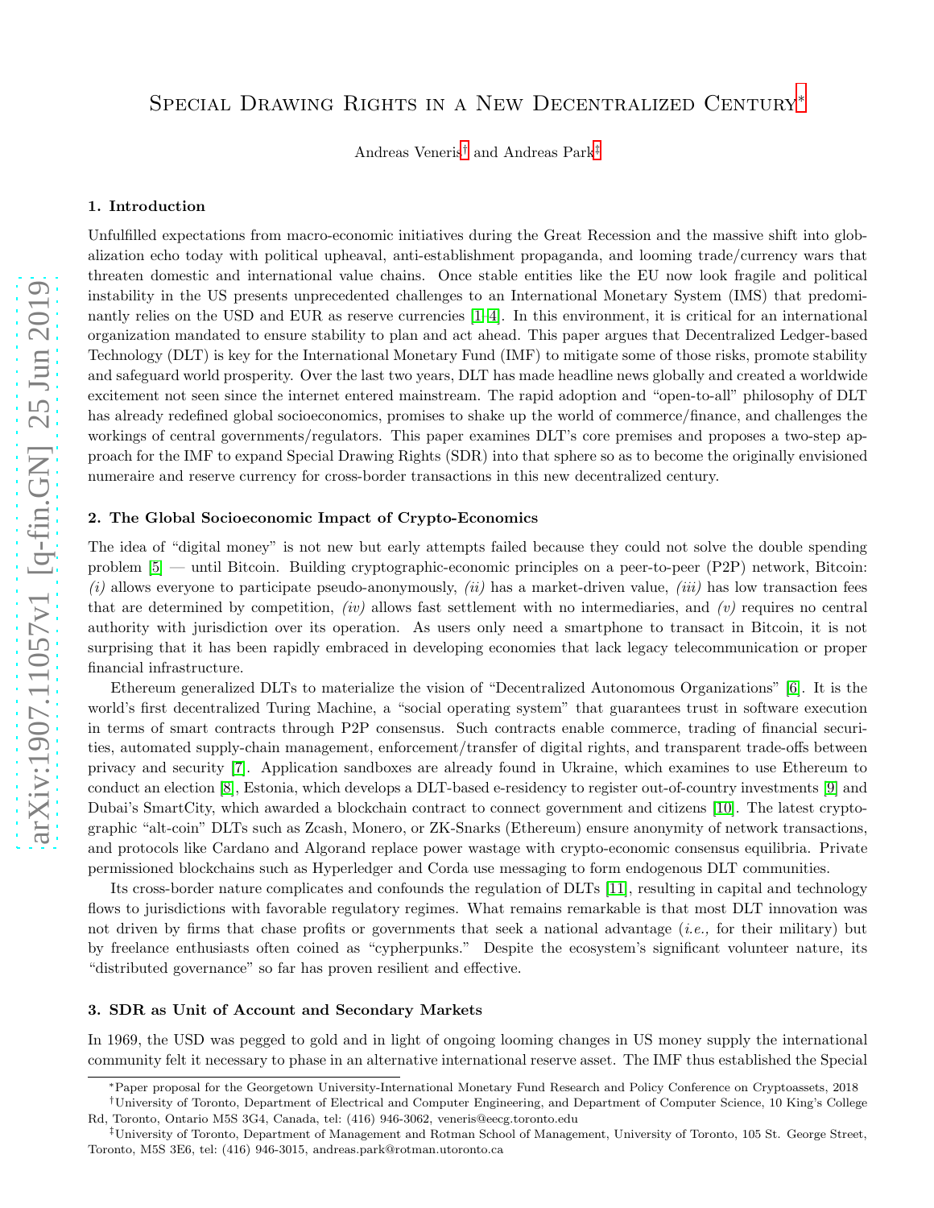# Special Drawing Rights in a New Decentralized Century*

Andreas Veneris† and Andreas Park‡

## 1. Introduction

Unfulfilled expectations from macro-economic initiatives during the Great Recession and the massive shift into globalization echo today with political upheaval, anti-establishment propaganda, and looming trade/currency wars that threaten domestic and international value chains. Once stable entities like the EU now look fragile and political instability in the US presents unprecedented challenges to an International Monetary System (IMS) that predominantly relies on the USD and EUR as reserve currencies [1–4]. In this environment, it is critical for an international organization mandated to ensure stability to plan and act ahead. This paper argues that Decentralized Ledger-based Technology (DLT) is key for the International Monetary Fund (IMF) to mitigate some of those risks, promote stability and safeguard world prosperity. Over the last two years, DLT has made headline news globally and created a worldwide excitement not seen since the internet entered mainstream. The rapid adoption and "open-to-all" philosophy of DLT has already redefined global socioeconomics, promises to shake up the world of commerce/finance, and challenges the workings of central governments/regulators. This paper examines DLT's core premises and proposes a two-step approach for the IMF to expand Special Drawing Rights (SDR) into that sphere so as to become the originally envisioned numeraire and reserve currency for cross-border transactions in this new decentralized century.

## 2. The Global Socioeconomic Impact of Crypto-Economics

The idea of "digital money" is not new but early attempts failed because they could not solve the double spending problem [5] — until Bitcoin. Building cryptographic-economic principles on a peer-to-peer (P2P) network, Bitcoin: *(i)* allows everyone to participate pseudo-anonymously, *(ii)* has a market-driven value, *(iii)* has low transaction fees that are determined by competition, *(iv)* allows fast settlement with no intermediaries, and *(v)* requires no central authority with jurisdiction over its operation. As users only need a smartphone to transact in Bitcoin, it is not surprising that it has been rapidly embraced in developing economies that lack legacy telecommunication or proper financial infrastructure.

Ethereum generalized DLTs to materialize the vision of "Decentralized Autonomous Organizations" [6]. It is the world's first decentralized Turing Machine, a "social operating system" that guarantees trust in software execution in terms of smart contracts through P2P consensus. Such contracts enable commerce, trading of financial securities, automated supply-chain management, enforcement/transfer of digital rights, and transparent trade-offs between privacy and security [7]. Application sandboxes are already found in Ukraine, which examines to use Ethereum to conduct an election [8], Estonia, which develops a DLT-based e-residency to register out-of-country investments [9] and Dubai's SmartCity, which awarded a blockchain contract to connect government and citizens [10]. The latest cryptographic "alt-coin" DLTs such as Zcash, Monero, or ZK-Snarks (Ethereum) ensure anonymity of network transactions, and protocols like Cardano and Algorand replace power wastage with crypto-economic consensus equilibria. Private permissioned blockchains such as Hyperledger and Corda use messaging to form endogenous DLT communities.

Its cross-border nature complicates and confounds the regulation of DLTs [11], resulting in capital and technology flows to jurisdictions with favorable regulatory regimes. What remains remarkable is that most DLT innovation was not driven by firms that chase profits or governments that seek a national advantage (*i.e.,* for their military) but by freelance enthusiasts often coined as "cypherpunks." Despite the ecosystem's significant volunteer nature, its "distributed governance" so far has proven resilient and effective.

## 3. SDR as Unit of Account and Secondary Markets

In 1969, the USD was pegged to gold and in light of ongoing looming changes in US money supply the international community felt it necessary to phase in an alternative international reserve asset. The IMF thus established the Special

---

*Paper proposal for the Georgetown University-International Monetary Fund Research and Policy Conference on Cryptoassets, 2018

†University of Toronto, Department of Electrical and Computer Engineering, and Department of Computer Science, 10 King's College Rd, Toronto, Ontario M5S 3G4, Canada, tel: (416) 946-3062, veneris@eecg.toronto.edu

‡University of Toronto, Department of Management and Rotman School of Management, University of Toronto, 105 St. George Street, Toronto, M5S 3E6, tel: (416) 946-3015, andreas.park@rotman.utoronto.ca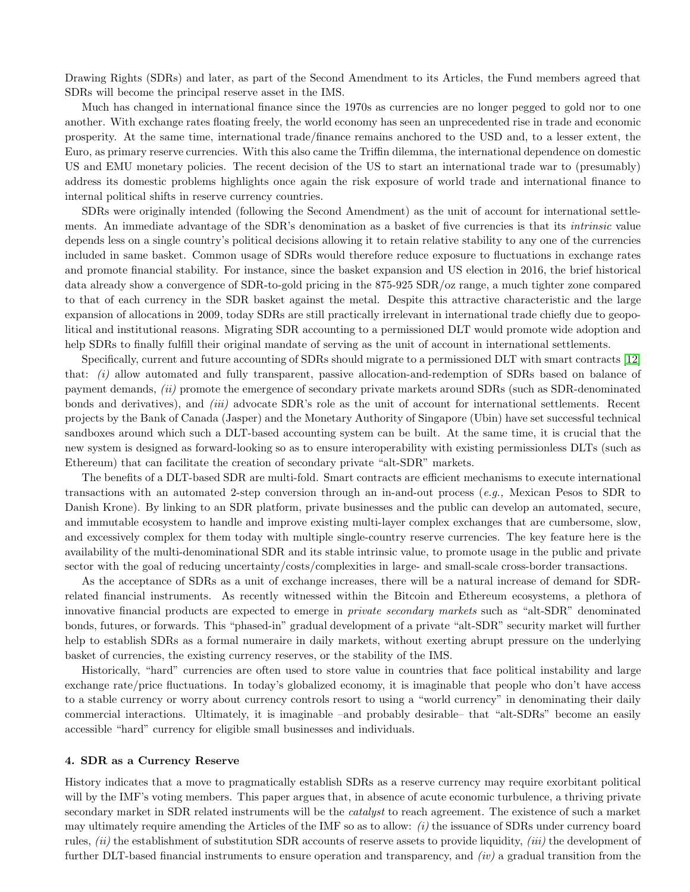Drawing Rights (SDRs) and later, as part of the Second Amendment to its Articles, the Fund members agreed that SDRs will become the principal reserve asset in the IMS.

Much has changed in international finance since the 1970s as currencies are no longer pegged to gold nor to one another. With exchange rates floating freely, the world economy has seen an unprecedented rise in trade and economic prosperity. At the same time, international trade/finance remains anchored to the USD and, to a lesser extent, the Euro, as primary reserve currencies. With this also came the Triffin dilemma, the international dependence on domestic US and EMU monetary policies. The recent decision of the US to start an international trade war to (presumably) address its domestic problems highlights once again the risk exposure of world trade and international finance to internal political shifts in reserve currency countries.

SDRs were originally intended (following the Second Amendment) as the unit of account for international settlements. An immediate advantage of the SDR's denomination as a basket of five currencies is that its *intrinsic* value depends less on a single country's political decisions allowing it to retain relative stability to any one of the currencies included in same basket. Common usage of SDRs would therefore reduce exposure to fluctuations in exchange rates and promote financial stability. For instance, since the basket expansion and US election in 2016, the brief historical data already show a convergence of SDR-to-gold pricing in the 875-925 SDR/oz range, a much tighter zone compared to that of each currency in the SDR basket against the metal. Despite this attractive characteristic and the large expansion of allocations in 2009, today SDRs are still practically irrelevant in international trade chiefly due to geopolitical and institutional reasons. Migrating SDR accounting to a permissioned DLT would promote wide adoption and help SDRs to finally fulfill their original mandate of serving as the unit of account in international settlements.

Specifically, current and future accounting of SDRs should migrate to a permissioned DLT with smart contracts [12] that: *(i)* allow automated and fully transparent, passive allocation-and-redemption of SDRs based on balance of payment demands, *(ii)* promote the emergence of secondary private markets around SDRs (such as SDR-denominated bonds and derivatives), and *(iii)* advocate SDR's role as the unit of account for international settlements. Recent projects by the Bank of Canada (Jasper) and the Monetary Authority of Singapore (Ubin) have set successful technical sandboxes around which such a DLT-based accounting system can be built. At the same time, it is crucial that the new system is designed as forward-looking so as to ensure interoperability with existing permissionless DLTs (such as Ethereum) that can facilitate the creation of secondary private "alt-SDR" markets.

The benefits of a DLT-based SDR are multi-fold. Smart contracts are efficient mechanisms to execute international transactions with an automated 2-step conversion through an in-and-out process (*e.g.,* Mexican Pesos to SDR to Danish Krone). By linking to an SDR platform, private businesses and the public can develop an automated, secure, and immutable ecosystem to handle and improve existing multi-layer complex exchanges that are cumbersome, slow, and excessively complex for them today with multiple single-country reserve currencies. The key feature here is the availability of the multi-denominational SDR and its stable intrinsic value, to promote usage in the public and private sector with the goal of reducing uncertainty/costs/complexities in large- and small-scale cross-border transactions.

As the acceptance of SDRs as a unit of exchange increases, there will be a natural increase of demand for SDR-related financial instruments. As recently witnessed within the Bitcoin and Ethereum ecosystems, a plethora of innovative financial products are expected to emerge in *private secondary markets* such as "alt-SDR" denominated bonds, futures, or forwards. This "phased-in" gradual development of a private "alt-SDR" security market will further help to establish SDRs as a formal numeraire in daily markets, without exerting abrupt pressure on the underlying basket of currencies, the existing currency reserves, or the stability of the IMS.

Historically, "hard" currencies are often used to store value in countries that face political instability and large exchange rate/price fluctuations. In today's globalized economy, it is imaginable that people who don't have access to a stable currency or worry about currency controls resort to using a "world currency" in denominating their daily commercial interactions. Ultimately, it is imaginable –and probably desirable– that "alt-SDRs" become an easily accessible "hard" currency for eligible small businesses and individuals.

#### 4. SDR as a Currency Reserve

History indicates that a move to pragmatically establish SDRs as a reserve currency may require exorbitant political will by the IMF's voting members. This paper argues that, in absence of acute economic turbulence, a thriving private secondary market in SDR related instruments will be the *catalyst* to reach agreement. The existence of such a market may ultimately require amending the Articles of the IMF so as to allow: *(i)* the issuance of SDRs under currency board rules, *(ii)* the establishment of substitution SDR accounts of reserve assets to provide liquidity, *(iii)* the development of further DLT-based financial instruments to ensure operation and transparency, and *(iv)* a gradual transition from the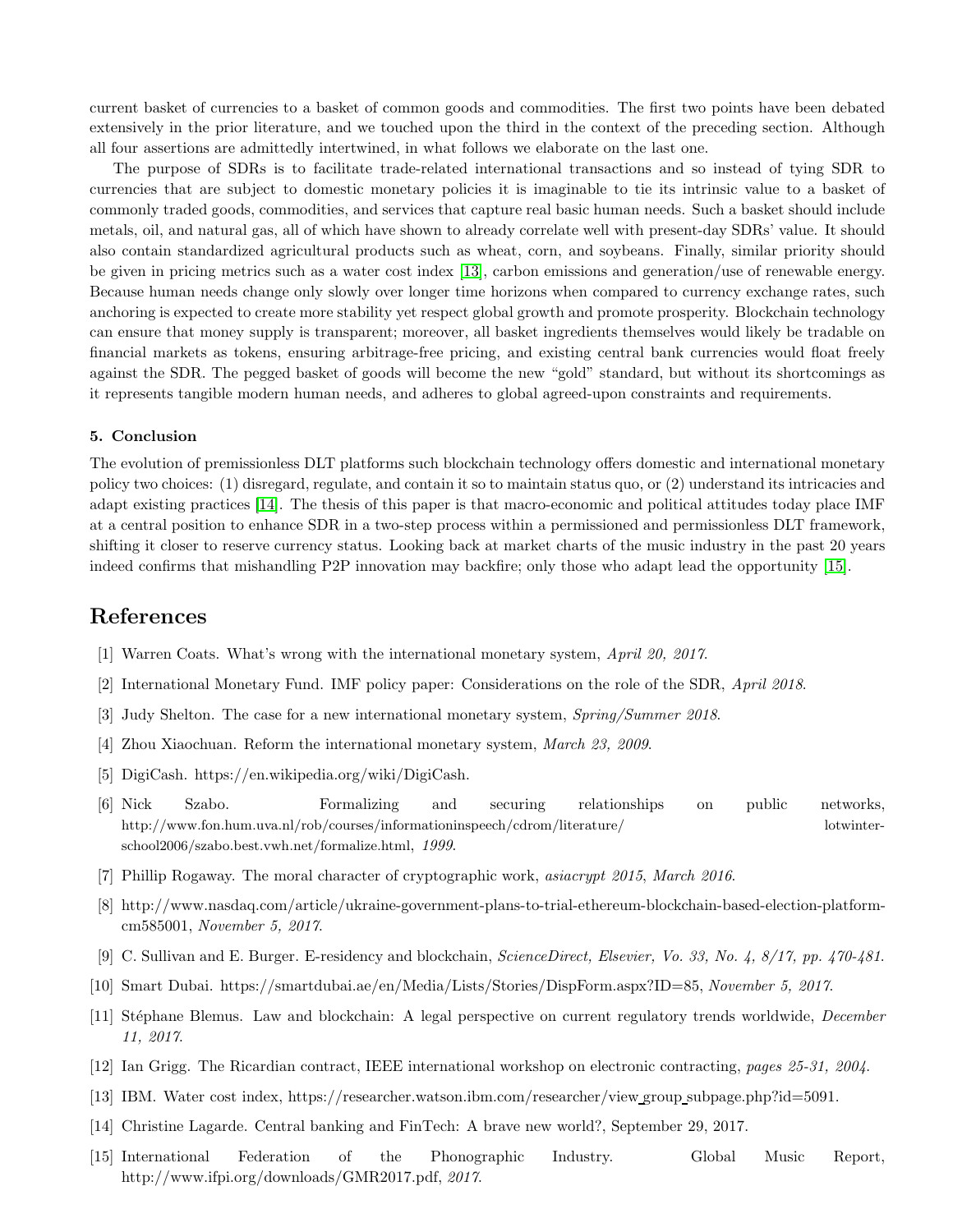current basket of currencies to a basket of common goods and commodities. The first two points have been debated extensively in the prior literature, and we touched upon the third in the context of the preceding section. Although all four assertions are admittedly intertwined, in what follows we elaborate on the last one.

The purpose of SDRs is to facilitate trade-related international transactions and so instead of tying SDR to currencies that are subject to domestic monetary policies it is imaginable to tie its intrinsic value to a basket of commonly traded goods, commodities, and services that capture real basic human needs. Such a basket should include metals, oil, and natural gas, all of which have shown to already correlate well with present-day SDRs' value. It should also contain standardized agricultural products such as wheat, corn, and soybeans. Finally, similar priority should be given in pricing metrics such as a water cost index [13], carbon emissions and generation/use of renewable energy. Because human needs change only slowly over longer time horizons when compared to currency exchange rates, such anchoring is expected to create more stability yet respect global growth and promote prosperity. Blockchain technology can ensure that money supply is transparent; moreover, all basket ingredients themselves would likely be tradable on financial markets as tokens, ensuring arbitrage-free pricing, and existing central bank currencies would float freely against the SDR. The pegged basket of goods will become the new "gold" standard, but without its shortcomings as it represents tangible modern human needs, and adheres to global agreed-upon constraints and requirements.

### 5. Conclusion

The evolution of premissionless DLT platforms such blockchain technology offers domestic and international monetary policy two choices: (1) disregard, regulate, and contain it so to maintain status quo, or (2) understand its intricacies and adapt existing practices [14]. The thesis of this paper is that macro-economic and political attitudes today place IMF at a central position to enhance SDR in a two-step process within a permissioned and permissionless DLT framework, shifting it closer to reserve currency status. Looking back at market charts of the music industry in the past 20 years indeed confirms that mishandling P2P innovation may backfire; only those who adapt lead the opportunity [15].

## References

[1] Warren Coats. What's wrong with the international monetary system, *April 20, 2017*.

[2] International Monetary Fund. IMF policy paper: Considerations on the role of the SDR, *April 2018*.

[3] Judy Shelton. The case for a new international monetary system, *Spring/Summer 2018*.

[4] Zhou Xiaochuan. Reform the international monetary system, *March 23, 2009*.

[5] DigiCash. https://en.wikipedia.org/wiki/DigiCash.

[6] Nick Szabo. Formalizing and securing relationships on public networks, http://www.fon.hum.uva.nl/rob/courses/informationinspeech/cdrom/literature/ lotwinterschool2006/szabo.best.vwh.net/formalize.html, *1999*.

[7] Phillip Rogaway. The moral character of cryptographic work, *asiacrypt 2015, March 2016*.

[8] http://www.nasdaq.com/article/ukraine-government-plans-to-trial-ethereum-blockchain-based-election-platform-cm585001, *November 5, 2017*.

[9] C. Sullivan and E. Burger. E-residency and blockchain, *ScienceDirect, Elsevier, Vo. 33, No. 4, 8/17, pp. 470-481*.

[10] Smart Dubai. https://smartdubai.ae/en/Media/Lists/Stories/DispForm.aspx?ID=85, *November 5, 2017*.

[11] Stéphane Blemus. Law and blockchain: A legal perspective on current regulatory trends worldwide, *December 11, 2017*.

[12] Ian Grigg. The Ricardian contract, IEEE international workshop on electronic contracting, *pages 25-31, 2004*.

[13] IBM. Water cost index, https://researcher.watson.ibm.com/researcher/view_group_subpage.php?id=5091.

[14] Christine Lagarde. Central banking and FinTech: A brave new world?, September 29, 2017.

[15] International Federation of the Phonographic Industry. Global Music Report, http://www.ifpi.org/downloads/GMR2017.pdf, *2017*.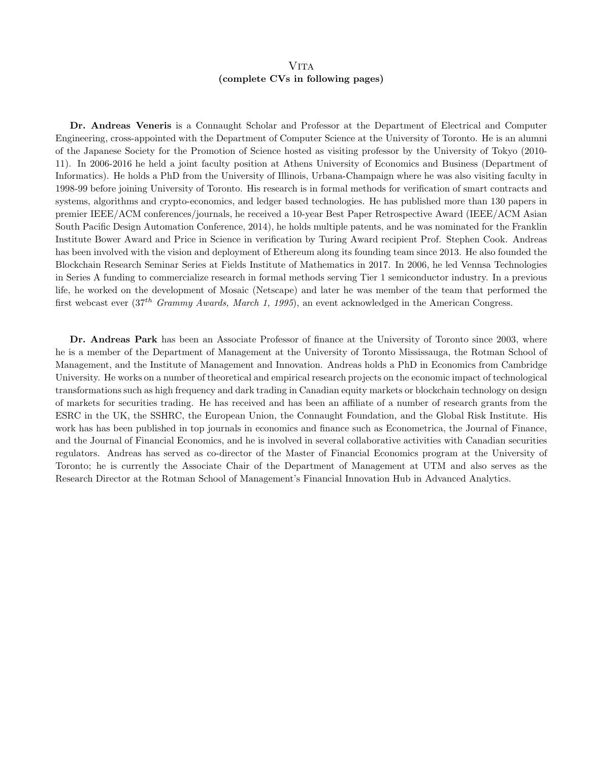# Vita

**(complete CVs in following pages)**

**Dr. Andreas Veneris** is a Connaught Scholar and Professor at the Department of Electrical and Computer Engineering, cross-appointed with the Department of Computer Science at the University of Toronto. He is an alumni of the Japanese Society for the Promotion of Science hosted as visiting professor by the University of Tokyo (2010-11). In 2006-2016 he held a joint faculty position at Athens University of Economics and Business (Department of Informatics). He holds a PhD from the University of Illinois, Urbana-Champaign where he was also visiting faculty in 1998-99 before joining University of Toronto. His research is in formal methods for verification of smart contracts and systems, algorithms and crypto-economics, and ledger based technologies. He has published more than 130 papers in premier IEEE/ACM conferences/journals, he received a 10-year Best Paper Retrospective Award (IEEE/ACM Asian South Pacific Design Automation Conference, 2014), he holds multiple patents, and he was nominated for the Franklin Institute Bower Award and Price in Science in verification by Turing Award recipient Prof. Stephen Cook. Andreas has been involved with the vision and deployment of Ethereum along its founding team since 2013. He also founded the Blockchain Research Seminar Series at Fields Institute of Mathematics in 2017. In 2006, he led Vennsa Technologies in Series A funding to commercialize research in formal methods serving Tier 1 semiconductor industry. In a previous life, he worked on the development of Mosaic (Netscape) and later he was member of the team that performed the first webcast ever ($37^{th}$ *Grammy Awards, March 1, 1995*), an event acknowledged in the American Congress.

**Dr. Andreas Park** has been an Associate Professor of finance at the University of Toronto since 2003, where he is a member of the Department of Management at the University of Toronto Mississauga, the Rotman School of Management, and the Institute of Management and Innovation. Andreas holds a PhD in Economics from Cambridge University. He works on a number of theoretical and empirical research projects on the economic impact of technological transformations such as high frequency and dark trading in Canadian equity markets or blockchain technology on design of markets for securities trading. He has received and has been an affiliate of a number of research grants from the ESRC in the UK, the SSHRC, the European Union, the Connaught Foundation, and the Global Risk Institute. His work has has been published in top journals in economics and finance such as Econometrica, the Journal of Finance, and the Journal of Financial Economics, and he is involved in several collaborative activities with Canadian securities regulators. Andreas has served as co-director of the Master of Financial Economics program at the University of Toronto; he is currently the Associate Chair of the Department of Management at UTM and also serves as the Research Director at the Rotman School of Management's Financial Innovation Hub in Advanced Analytics.